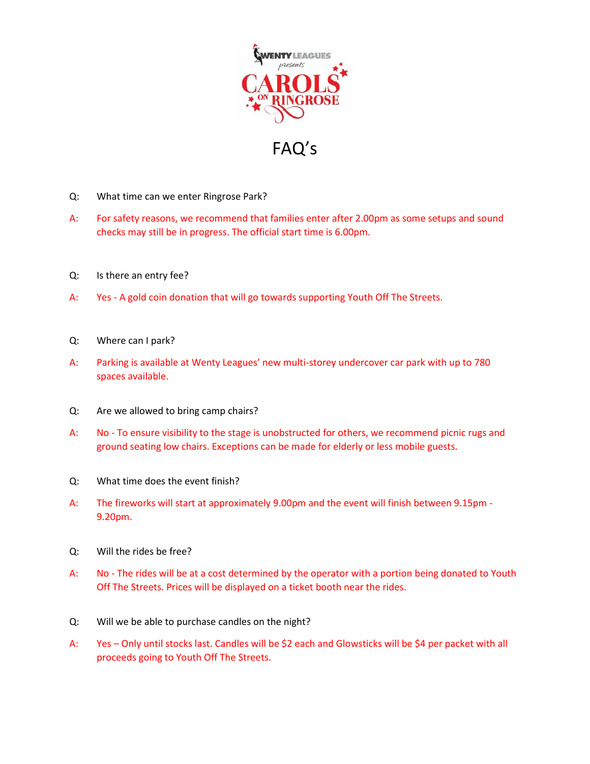WENTY LEAGUES *presents* CAROLS ON RINGROSE

# FAQ's

Q: What time can we enter Ringrose Park?

A: For safety reasons, we recommend that families enter after 2.00pm as some setups and sound checks may still be in progress. The official start time is 6.00pm.

Q: Is there an entry fee?

A: Yes - A gold coin donation that will go towards supporting Youth Off The Streets.

Q: Where can I park?

A: Parking is available at Wenty Leagues' new multi-storey undercover car park with up to 780 spaces available.

Q: Are we allowed to bring camp chairs?

A: No - To ensure visibility to the stage is unobstructed for others, we recommend picnic rugs and ground seating low chairs. Exceptions can be made for elderly or less mobile guests.

Q: What time does the event finish?

A: The fireworks will start at approximately 9.00pm and the event will finish between 9.15pm - 9.20pm.

Q: Will the rides be free?

A: No - The rides will be at a cost determined by the operator with a portion being donated to Youth Off The Streets. Prices will be displayed on a ticket booth near the rides.

Q: Will we be able to purchase candles on the night?

A: Yes – Only until stocks last. Candles will be $2 each and Glowsticks will be $4 per packet with all proceeds going to Youth Off The Streets.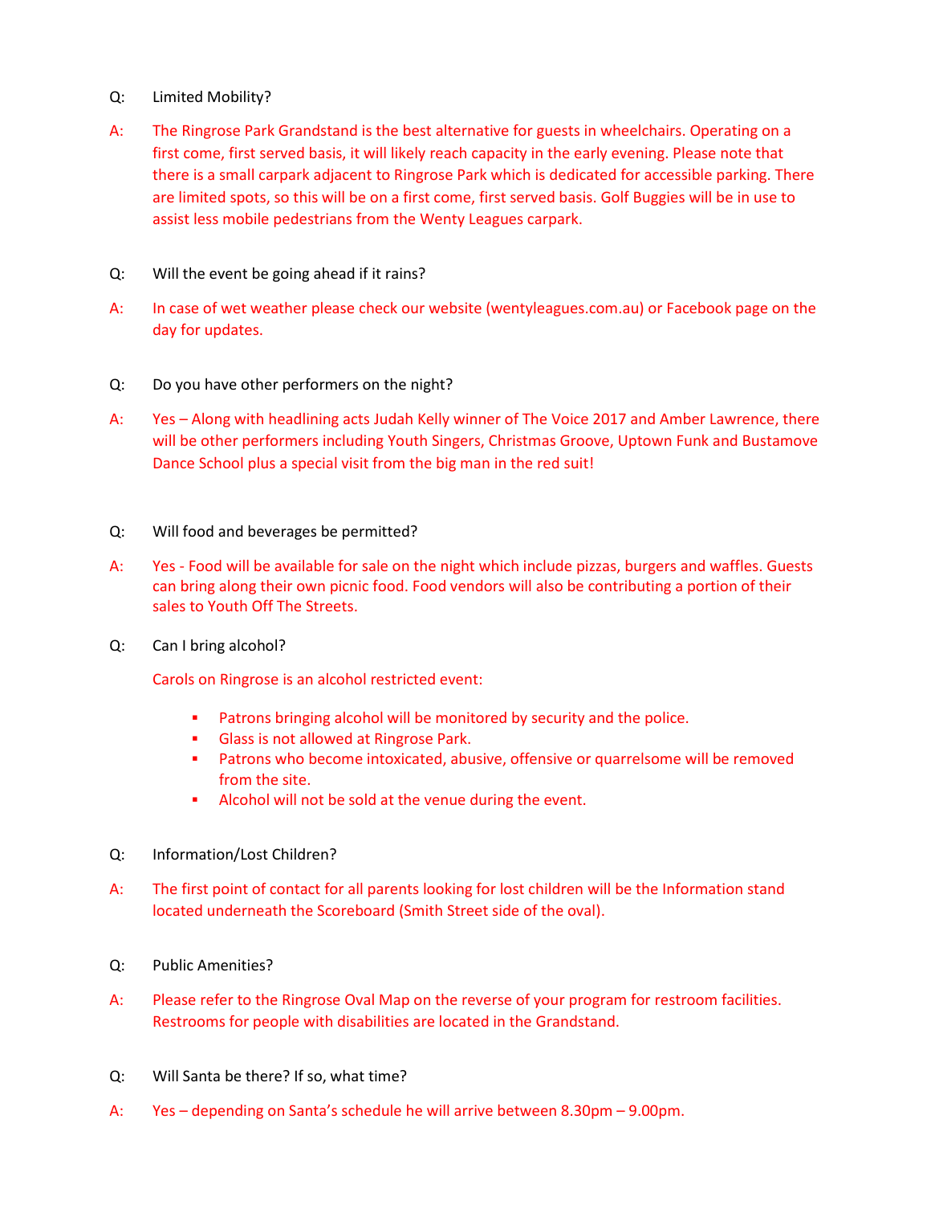Q: Limited Mobility?

A: The Ringrose Park Grandstand is the best alternative for guests in wheelchairs. Operating on a first come, first served basis, it will likely reach capacity in the early evening. Please note that there is a small carpark adjacent to Ringrose Park which is dedicated for accessible parking. There are limited spots, so this will be on a first come, first served basis. Golf Buggies will be in use to assist less mobile pedestrians from the Wenty Leagues carpark.

Q: Will the event be going ahead if it rains?

A: In case of wet weather please check our website (wentyleagues.com.au) or Facebook page on the day for updates.

Q: Do you have other performers on the night?

A: Yes – Along with headlining acts Judah Kelly winner of The Voice 2017 and Amber Lawrence, there will be other performers including Youth Singers, Christmas Groove, Uptown Funk and Bustamove Dance School plus a special visit from the big man in the red suit!

Q: Will food and beverages be permitted?

A: Yes - Food will be available for sale on the night which include pizzas, burgers and waffles. Guests can bring along their own picnic food. Food vendors will also be contributing a portion of their sales to Youth Off The Streets.

Q: Can I bring alcohol?

Carols on Ringrose is an alcohol restricted event:

- Patrons bringing alcohol will be monitored by security and the police.
- Glass is not allowed at Ringrose Park.
- Patrons who become intoxicated, abusive, offensive or quarrelsome will be removed from the site.
- Alcohol will not be sold at the venue during the event.

Q: Information/Lost Children?

A: The first point of contact for all parents looking for lost children will be the Information stand located underneath the Scoreboard (Smith Street side of the oval).

Q: Public Amenities?

A: Please refer to the Ringrose Oval Map on the reverse of your program for restroom facilities. Restrooms for people with disabilities are located in the Grandstand.

Q: Will Santa be there? If so, what time?

A: Yes – depending on Santa's schedule he will arrive between 8.30pm – 9.00pm.